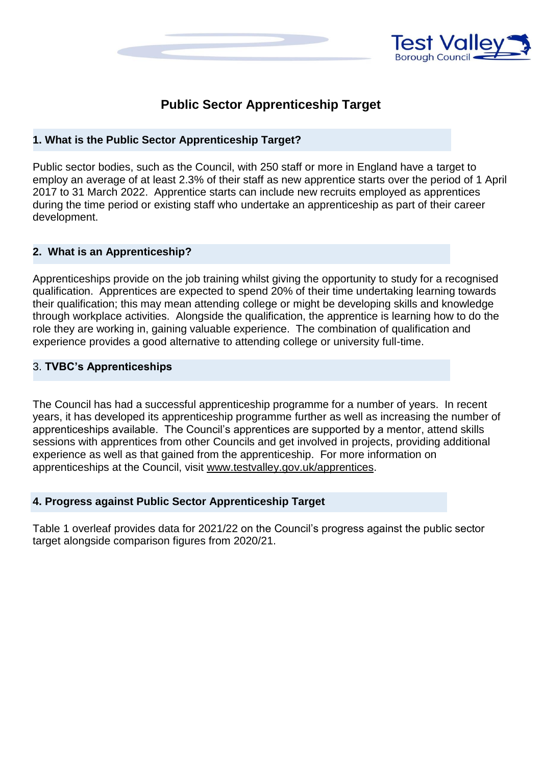# Public Sector Apprenticeship Target

## 1. What is the Public Sector Apprenticeship Target?

Public sector bodies, such as the Council, with 250 staff or more in England have a target to employ an average of at least 2.3% of their staff as new apprentice starts over the period of 1 April 2017 to 31 March 2022. Apprentice starts can include new recruits employed as apprentices during the time period or existing staff who undertake an apprenticeship as part of their career development.

## 2. What is an Apprenticeship?

Apprenticeships provide on the job training whilst giving the opportunity to study for a recognised qualification. Apprentices are expected to spend 20% of their time undertaking learning towards their qualification; this may mean attending college or might be developing skills and knowledge through workplace activities. Alongside the qualification, the apprentice is learning how to do the role they are working in, gaining valuable experience. The combination of qualification and experience provides a good alternative to attending college or university full-time.

## 3. TVBC's Apprenticeships

The Council has had a successful apprenticeship programme for a number of years. In recent years, it has developed its apprenticeship programme further as well as increasing the number of apprenticeships available. The Council's apprentices are supported by a mentor, attend skills sessions with apprentices from other Councils and get involved in projects, providing additional experience as well as that gained from the apprenticeship. For more information on apprenticeships at the Council, visit www.testvalley.gov.uk/apprentices.

## 4. Progress against Public Sector Apprenticeship Target

Table 1 overleaf provides data for 2021/22 on the Council's progress against the public sector target alongside comparison figures from 2020/21.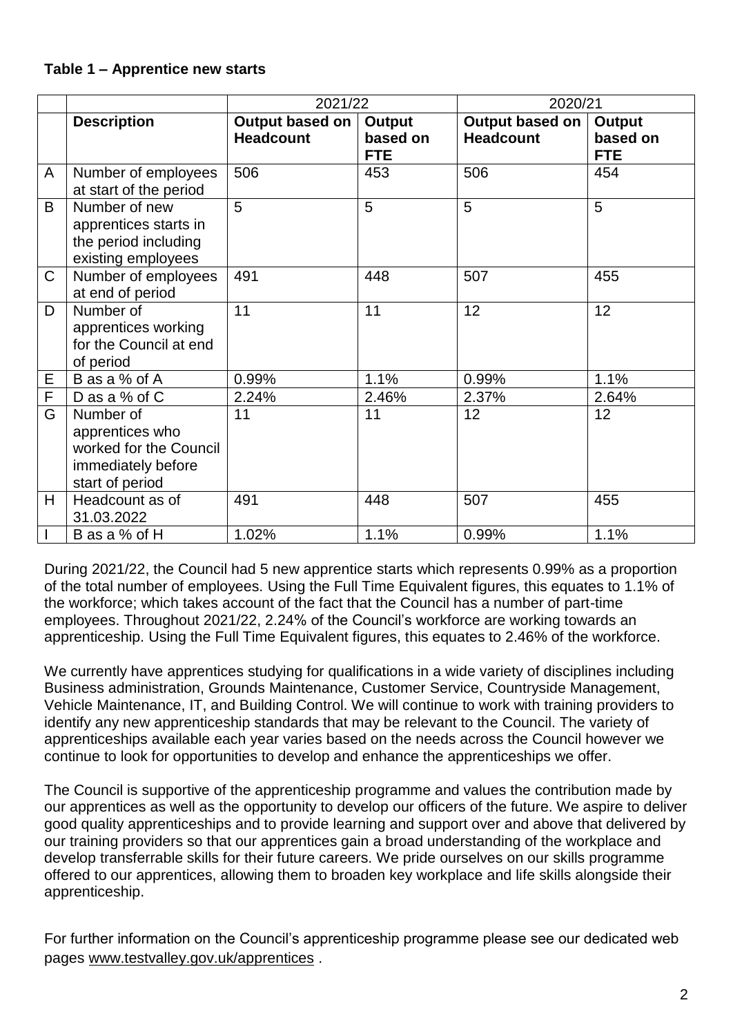**Table 1 – Apprentice new starts**

| | | 2021/22 | | 2020/21 | |
|---|---|---|---|---|---|
| | **Description** | **Output based on Headcount** | **Output based on FTE** | **Output based on Headcount** | **Output based on FTE** |
| A | Number of employees at start of the period | 506 | 453 | 506 | 454 |
| B | Number of new apprentices starts in the period including existing employees | 5 | 5 | 5 | 5 |
| C | Number of employees at end of period | 491 | 448 | 507 | 455 |
| D | Number of apprentices working for the Council at end of period | 11 | 11 | 12 | 12 |
| E | B as a % of A | 0.99% | 1.1% | 0.99% | 1.1% |
| F | D as a % of C | 2.24% | 2.46% | 2.37% | 2.64% |
| G | Number of apprentices who worked for the Council immediately before start of period | 11 | 11 | 12 | 12 |
| H | Headcount as of 31.03.2022 | 491 | 448 | 507 | 455 |
| I | B as a % of H | 1.02% | 1.1% | 0.99% | 1.1% |

During 2021/22, the Council had 5 new apprentice starts which represents 0.99% as a proportion of the total number of employees. Using the Full Time Equivalent figures, this equates to 1.1% of the workforce; which takes account of the fact that the Council has a number of part-time employees. Throughout 2021/22, 2.24% of the Council's workforce are working towards an apprenticeship. Using the Full Time Equivalent figures, this equates to 2.46% of the workforce.

We currently have apprentices studying for qualifications in a wide variety of disciplines including Business administration, Grounds Maintenance, Customer Service, Countryside Management, Vehicle Maintenance, IT, and Building Control. We will continue to work with training providers to identify any new apprenticeship standards that may be relevant to the Council. The variety of apprenticeships available each year varies based on the needs across the Council however we continue to look for opportunities to develop and enhance the apprenticeships we offer.

The Council is supportive of the apprenticeship programme and values the contribution made by our apprentices as well as the opportunity to develop our officers of the future. We aspire to deliver good quality apprenticeships and to provide learning and support over and above that delivered by our training providers so that our apprentices gain a broad understanding of the workplace and develop transferrable skills for their future careers. We pride ourselves on our skills programme offered to our apprentices, allowing them to broaden key workplace and life skills alongside their apprenticeship.

For further information on the Council's apprenticeship programme please see our dedicated web pages www.testvalley.gov.uk/apprentices .